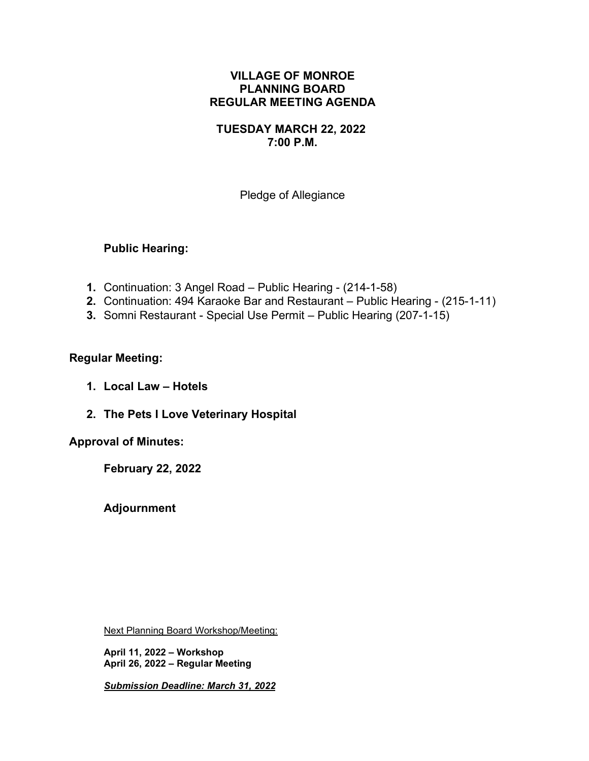# VILLAGE OF MONROE
# PLANNING BOARD
# REGULAR MEETING AGENDA

## TUESDAY MARCH 22, 2022
## 7:00 P.M.

Pledge of Allegiance

### Public Hearing:

1. Continuation: 3 Angel Road – Public Hearing - (214-1-58)
2. Continuation: 494 Karaoke Bar and Restaurant – Public Hearing - (215-1-11)
3. Somni Restaurant - Special Use Permit – Public Hearing (207-1-15)

### Regular Meeting:

1. **Local Law – Hotels**
2. **The Pets I Love Veterinary Hospital**

### Approval of Minutes:

**February 22, 2022**

**Adjournment**

Next Planning Board Workshop/Meeting:

**April 11, 2022 – Workshop**
**April 26, 2022 – Regular Meeting**

***Submission Deadline: March 31, 2022***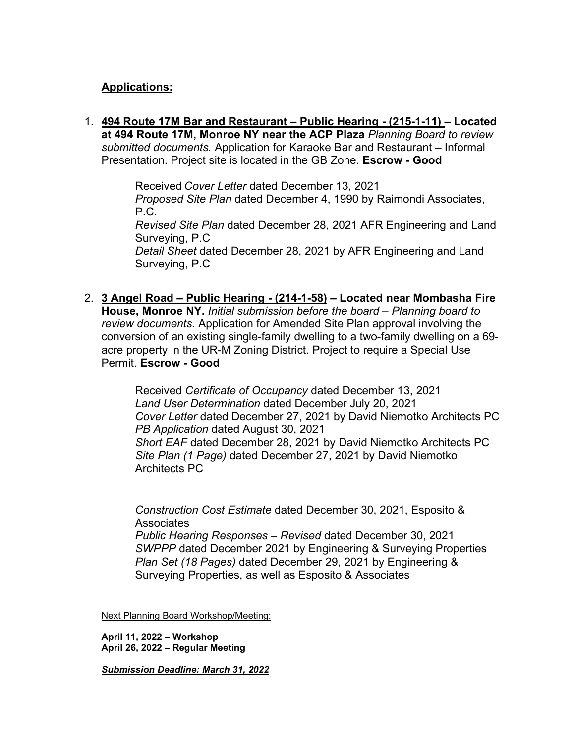## Applications:

1. **494 Route 17M Bar and Restaurant – Public Hearing - (215-1-11) – Located at 494 Route 17M, Monroe NY near the ACP Plaza** *Planning Board to review submitted documents.* Application for Karaoke Bar and Restaurant – Informal Presentation. Project site is located in the GB Zone. **Escrow - Good**

   Received *Cover Letter* dated December 13, 2021
   *Proposed Site Plan* dated December 4, 1990 by Raimondi Associates, P.C.
   *Revised Site Plan* dated December 28, 2021 AFR Engineering and Land Surveying, P.C
   *Detail Sheet* dated December 28, 2021 by AFR Engineering and Land Surveying, P.C

2. **3 Angel Road – Public Hearing - (214-1-58) – Located near Mombasha Fire House, Monroe NY.** *Initial submission before the board – Planning board to review documents.* Application for Amended Site Plan approval involving the conversion of an existing single-family dwelling to a two-family dwelling on a 69-acre property in the UR-M Zoning District. Project to require a Special Use Permit. **Escrow - Good**

   Received *Certificate of Occupancy* dated December 13, 2021
   *Land User Determination* dated December July 20, 2021
   *Cover Letter* dated December 27, 2021 by David Niemotko Architects PC
   *PB Application* dated August 30, 2021
   *Short EAF* dated December 28, 2021 by David Niemotko Architects PC
   *Site Plan (1 Page)* dated December 27, 2021 by David Niemotko Architects PC

   *Construction Cost Estimate* dated December 30, 2021, Esposito & Associates
   *Public Hearing Responses – Revised* dated December 30, 2021
   *SWPPP* dated December 2021 by Engineering & Surveying Properties
   *Plan Set (18 Pages)* dated December 29, 2021 by Engineering & Surveying Properties, as well as Esposito & Associates

Next Planning Board Workshop/Meeting:

**April 11, 2022 – Workshop**
**April 26, 2022 – Regular Meeting**

***Submission Deadline: March 31, 2022***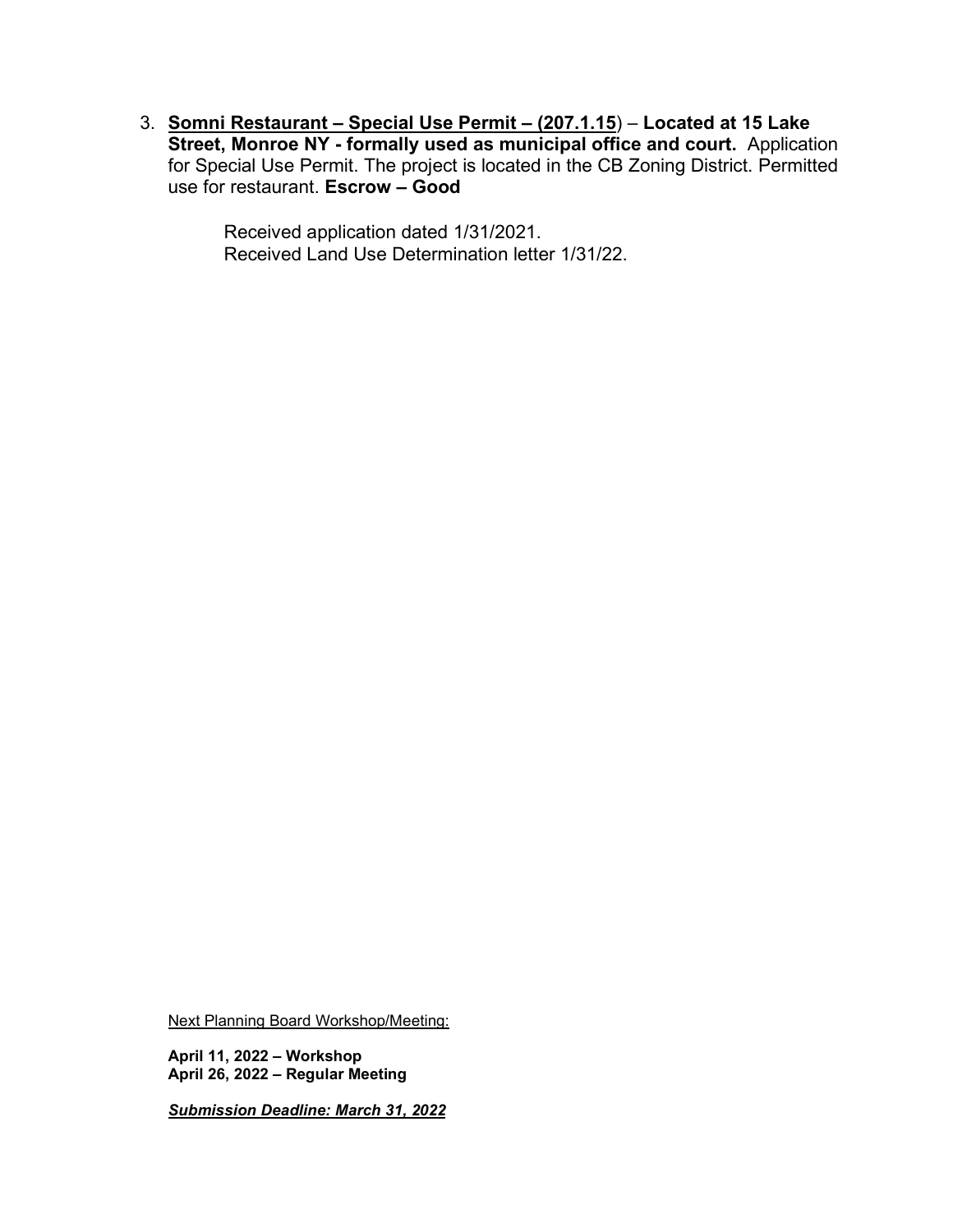3. **<u>Somni Restaurant – Special Use Permit – (207.1.15</u>) – Located at 15 Lake Street, Monroe NY - formally used as municipal office and court.** Application for Special Use Permit. The project is located in the CB Zoning District. Permitted use for restaurant. **Escrow – Good**

   Received application dated 1/31/2021.
   Received Land Use Determination letter 1/31/22.

<u>Next Planning Board Workshop/Meeting:</u>

**April 11, 2022 – Workshop**
**April 26, 2022 – Regular Meeting**

***<u>Submission Deadline: March 31, 2022</u>***